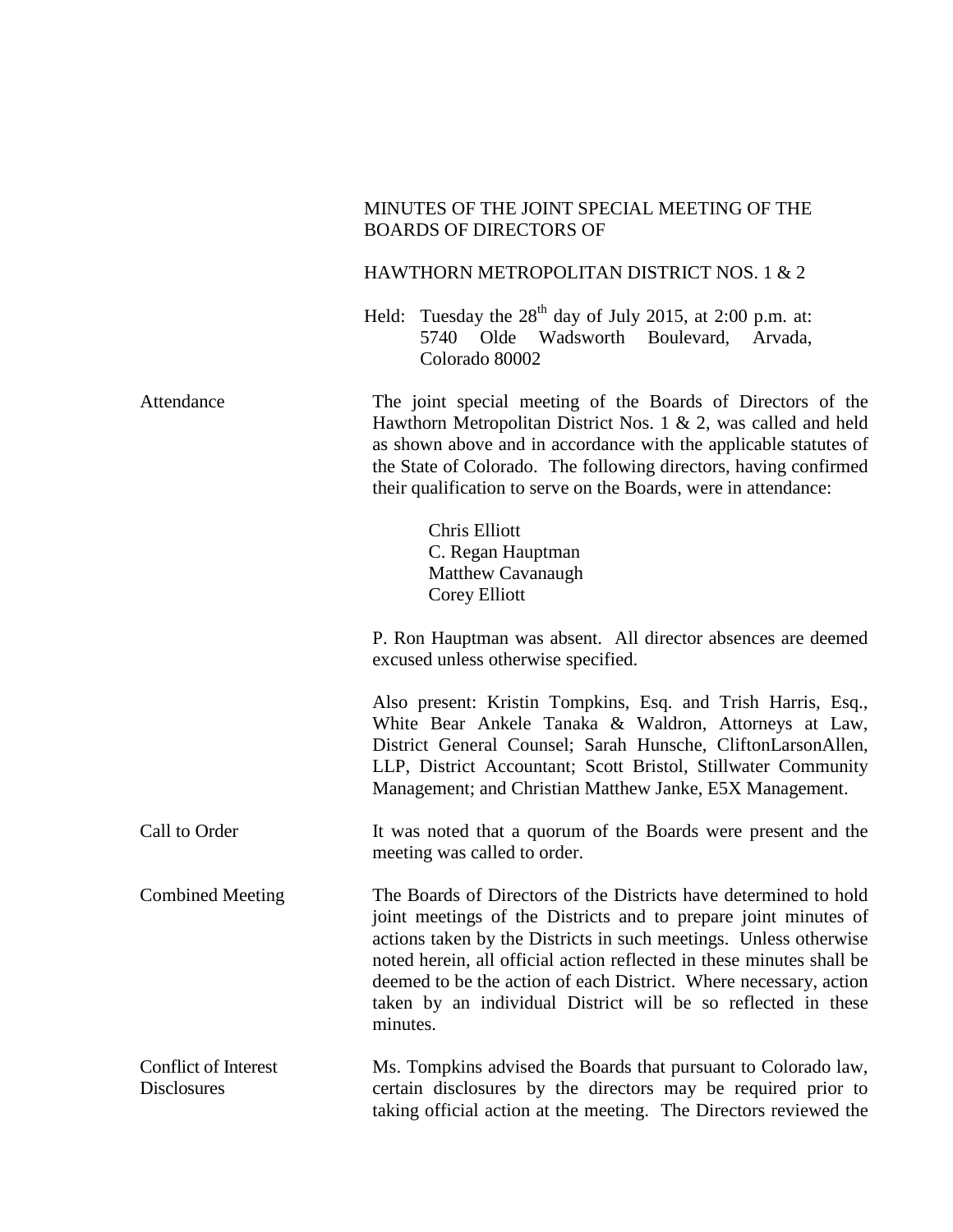MINUTES OF THE JOINT SPECIAL MEETING OF THE BOARDS OF DIRECTORS OF

HAWTHORN METROPOLITAN DISTRICT NOS. 1 & 2

Held: Tuesday the 28th day of July 2015, at 2:00 p.m. at: 5740 Olde Wadsworth Boulevard, Arvada, Colorado 80002

**Attendance**

The joint special meeting of the Boards of Directors of the Hawthorn Metropolitan District Nos. 1 & 2, was called and held as shown above and in accordance with the applicable statutes of the State of Colorado. The following directors, having confirmed their qualification to serve on the Boards, were in attendance:

Chris Elliott
C. Regan Hauptman
Matthew Cavanaugh
Corey Elliott

P. Ron Hauptman was absent. All director absences are deemed excused unless otherwise specified.

Also present: Kristin Tompkins, Esq. and Trish Harris, Esq., White Bear Ankele Tanaka & Waldron, Attorneys at Law, District General Counsel; Sarah Hunsche, CliftonLarsonAllen, LLP, District Accountant; Scott Bristol, Stillwater Community Management; and Christian Matthew Janke, E5X Management.

**Call to Order**

It was noted that a quorum of the Boards were present and the meeting was called to order.

**Combined Meeting**

The Boards of Directors of the Districts have determined to hold joint meetings of the Districts and to prepare joint minutes of actions taken by the Districts in such meetings. Unless otherwise noted herein, all official action reflected in these minutes shall be deemed to be the action of each District. Where necessary, action taken by an individual District will be so reflected in these minutes.

**Conflict of Interest Disclosures**

Ms. Tompkins advised the Boards that pursuant to Colorado law, certain disclosures by the directors may be required prior to taking official action at the meeting. The Directors reviewed the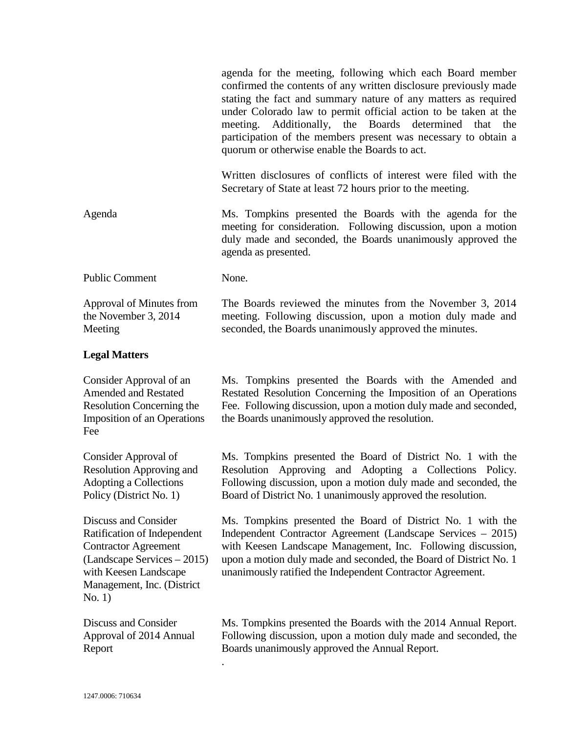agenda for the meeting, following which each Board member confirmed the contents of any written disclosure previously made stating the fact and summary nature of any matters as required under Colorado law to permit official action to be taken at the meeting. Additionally, the Boards determined that the participation of the members present was necessary to obtain a quorum or otherwise enable the Boards to act.

Written disclosures of conflicts of interest were filed with the Secretary of State at least 72 hours prior to the meeting.

| | |
|---|---|
| Agenda | Ms. Tompkins presented the Boards with the agenda for the meeting for consideration. Following discussion, upon a motion duly made and seconded, the Boards unanimously approved the agenda as presented. |
| Public Comment | None. |
| Approval of Minutes from the November 3, 2014 Meeting | The Boards reviewed the minutes from the November 3, 2014 meeting. Following discussion, upon a motion duly made and seconded, the Boards unanimously approved the minutes. |

**Legal Matters**

| | |
|---|---|
| Consider Approval of an Amended and Restated Resolution Concerning the Imposition of an Operations Fee | Ms. Tompkins presented the Boards with the Amended and Restated Resolution Concerning the Imposition of an Operations Fee. Following discussion, upon a motion duly made and seconded, the Boards unanimously approved the resolution. |
| Consider Approval of Resolution Approving and Adopting a Collections Policy (District No. 1) | Ms. Tompkins presented the Board of District No. 1 with the Resolution Approving and Adopting a Collections Policy. Following discussion, upon a motion duly made and seconded, the Board of District No. 1 unanimously approved the resolution. |
| Discuss and Consider Ratification of Independent Contractor Agreement (Landscape Services – 2015) with Keesen Landscape Management, Inc. (District No. 1) | Ms. Tompkins presented the Board of District No. 1 with the Independent Contractor Agreement (Landscape Services – 2015) with Keesen Landscape Management, Inc. Following discussion, upon a motion duly made and seconded, the Board of District No. 1 unanimously ratified the Independent Contractor Agreement. |
| Discuss and Consider Approval of 2014 Annual Report | Ms. Tompkins presented the Boards with the 2014 Annual Report. Following discussion, upon a motion duly made and seconded, the Boards unanimously approved the Annual Report. |

1247.0006: 710634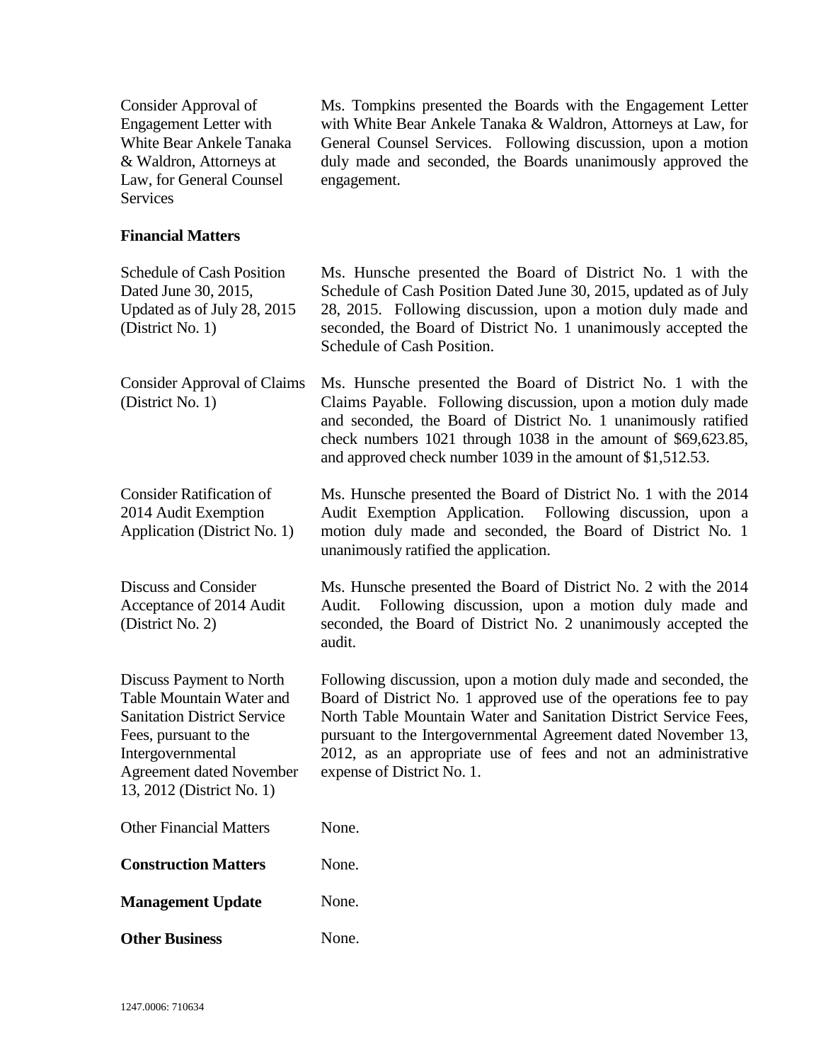| | |
|---|---|
| Consider Approval of Engagement Letter with White Bear Ankele Tanaka & Waldron, Attorneys at Law, for General Counsel Services | Ms. Tompkins presented the Boards with the Engagement Letter with White Bear Ankele Tanaka & Waldron, Attorneys at Law, for General Counsel Services. Following discussion, upon a motion duly made and seconded, the Boards unanimously approved the engagement. |

**Financial Matters**

| | |
|---|---|
| Schedule of Cash Position Dated June 30, 2015, Updated as of July 28, 2015 (District No. 1) | Ms. Hunsche presented the Board of District No. 1 with the Schedule of Cash Position Dated June 30, 2015, updated as of July 28, 2015. Following discussion, upon a motion duly made and seconded, the Board of District No. 1 unanimously accepted the Schedule of Cash Position. |
| Consider Approval of Claims (District No. 1) | Ms. Hunsche presented the Board of District No. 1 with the Claims Payable. Following discussion, upon a motion duly made and seconded, the Board of District No. 1 unanimously ratified check numbers 1021 through 1038 in the amount of $69,623.85, and approved check number 1039 in the amount of $1,512.53. |
| Consider Ratification of 2014 Audit Exemption Application (District No. 1) | Ms. Hunsche presented the Board of District No. 1 with the 2014 Audit Exemption Application. Following discussion, upon a motion duly made and seconded, the Board of District No. 1 unanimously ratified the application. |
| Discuss and Consider Acceptance of 2014 Audit (District No. 2) | Ms. Hunsche presented the Board of District No. 2 with the 2014 Audit. Following discussion, upon a motion duly made and seconded, the Board of District No. 2 unanimously accepted the audit. |
| Discuss Payment to North Table Mountain Water and Sanitation District Service Fees, pursuant to the Intergovernmental Agreement dated November 13, 2012 (District No. 1) | Following discussion, upon a motion duly made and seconded, the Board of District No. 1 approved use of the operations fee to pay North Table Mountain Water and Sanitation District Service Fees, pursuant to the Intergovernmental Agreement dated November 13, 2012, as an appropriate use of fees and not an administrative expense of District No. 1. |
| Other Financial Matters | None. |
| **Construction Matters** | None. |
| **Management Update** | None. |
| **Other Business** | None. |

1247.0006: 710634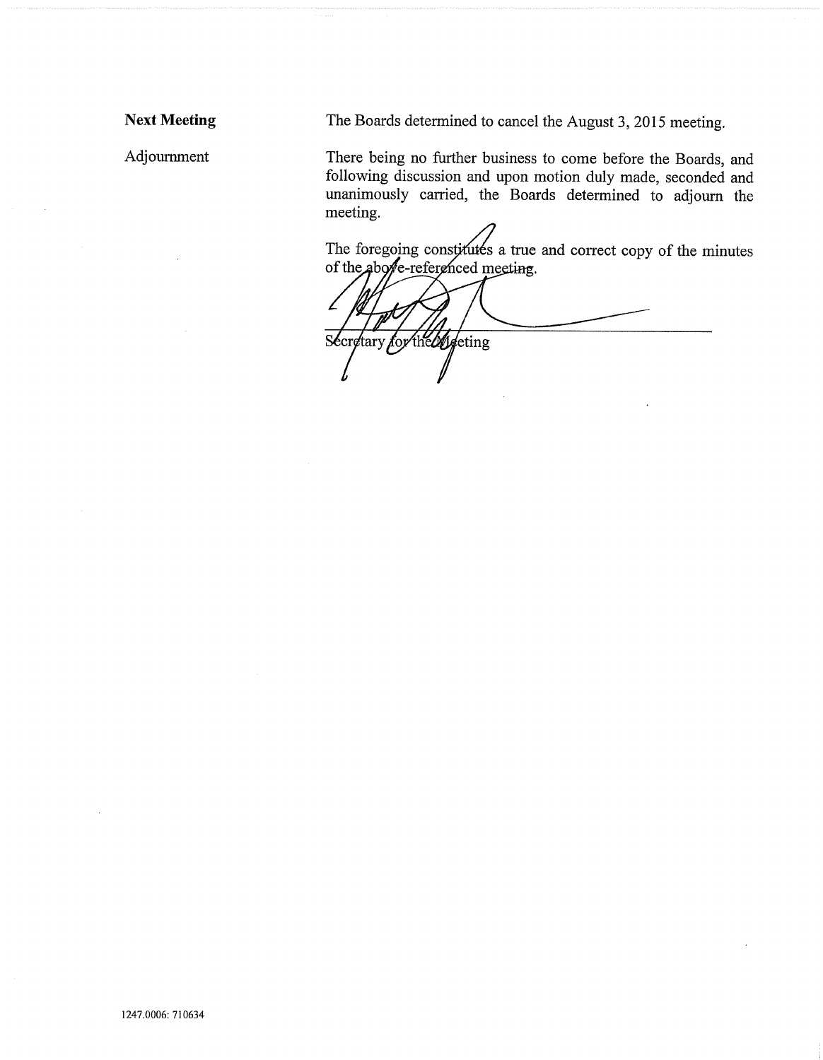**Next Meeting**

The Boards determined to cancel the August 3, 2015 meeting.

Adjournment

There being no further business to come before the Boards, and following discussion and upon motion duly made, seconded and unanimously carried, the Boards determined to adjourn the meeting.

The foregoing constitutes a true and correct copy of the minutes of the above-referenced meeting.

Secretary for the Meeting

1247.0006: 710634